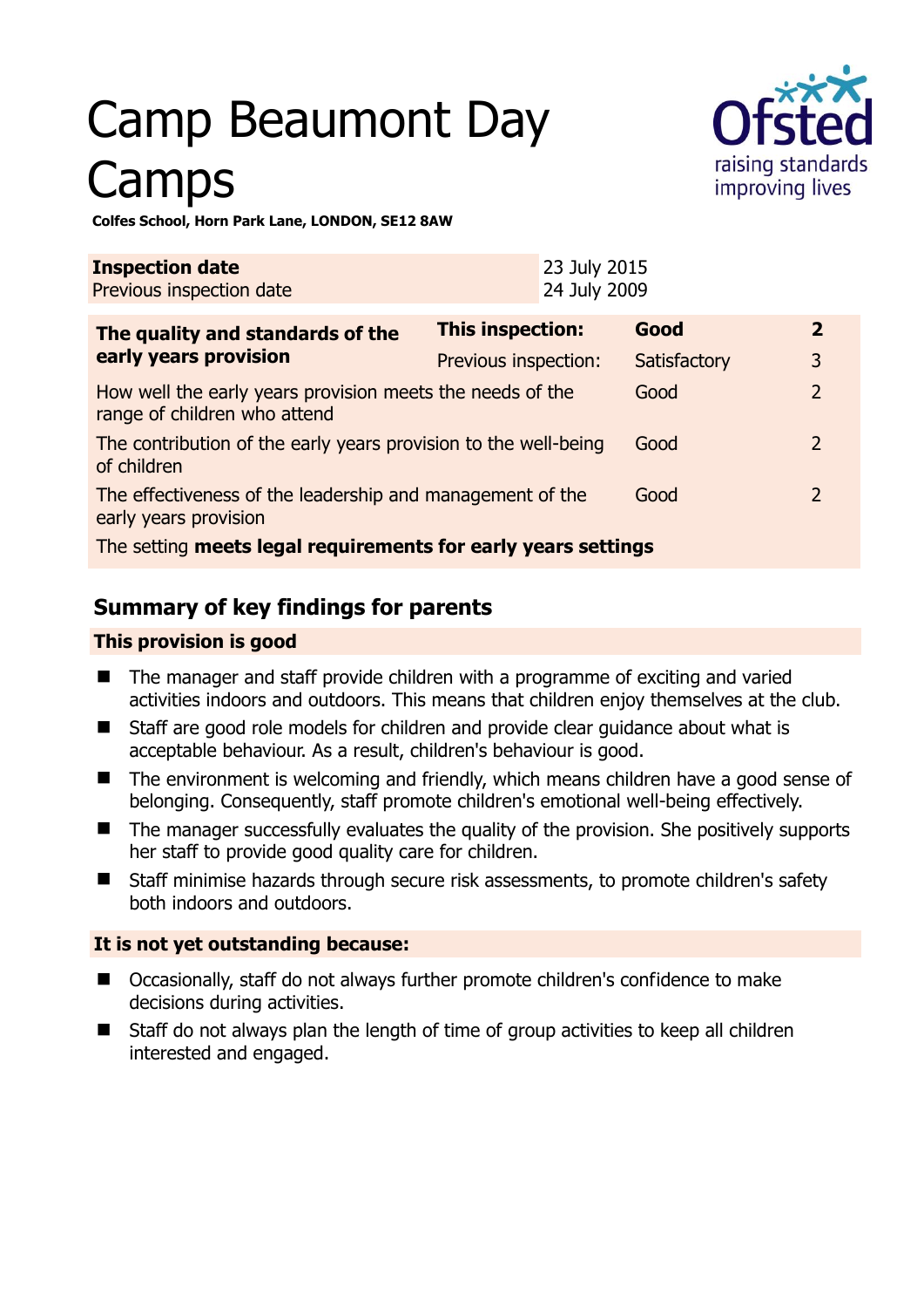# Camp Beaumont Day Camps

**Colfes School, Horn Park Lane, LONDON, SE12 8AW**

| **Inspection date** | 23 July 2015 |
|---|---|
| Previous inspection date | 24 July 2009 |

| **The quality and standards of the early years provision** | **This inspection:** | **Good** | **2** |
|---|---|---|---|
| | Previous inspection: | Satisfactory | 3 |
| How well the early years provision meets the needs of the range of children who attend | | Good | 2 |
| The contribution of the early years provision to the well-being of children | | Good | 2 |
| The effectiveness of the leadership and management of the early years provision | | Good | 2 |
| The setting **meets legal requirements for early years settings** | | | |

## Summary of key findings for parents

### This provision is good

- The manager and staff provide children with a programme of exciting and varied activities indoors and outdoors. This means that children enjoy themselves at the club.
- Staff are good role models for children and provide clear guidance about what is acceptable behaviour. As a result, children's behaviour is good.
- The environment is welcoming and friendly, which means children have a good sense of belonging. Consequently, staff promote children's emotional well-being effectively.
- The manager successfully evaluates the quality of the provision. She positively supports her staff to provide good quality care for children.
- Staff minimise hazards through secure risk assessments, to promote children's safety both indoors and outdoors.

### It is not yet outstanding because:

- Occasionally, staff do not always further promote children's confidence to make decisions during activities.
- Staff do not always plan the length of time of group activities to keep all children interested and engaged.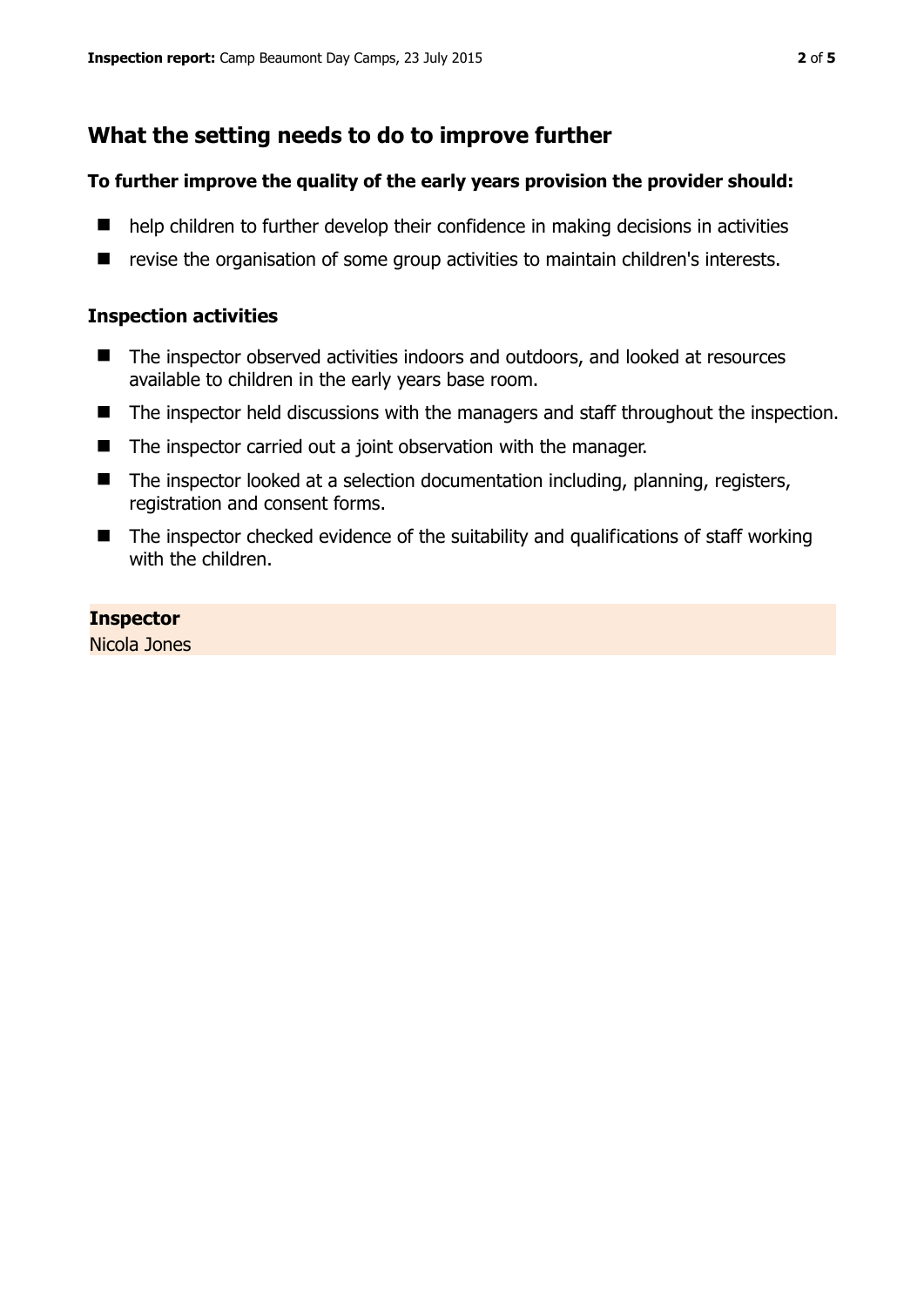## What the setting needs to do to improve further

### To further improve the quality of the early years provision the provider should:

- help children to further develop their confidence in making decisions in activities
- revise the organisation of some group activities to maintain children's interests.

### Inspection activities

- The inspector observed activities indoors and outdoors, and looked at resources available to children in the early years base room.
- The inspector held discussions with the managers and staff throughout the inspection.
- The inspector carried out a joint observation with the manager.
- The inspector looked at a selection documentation including, planning, registers, registration and consent forms.
- The inspector checked evidence of the suitability and qualifications of staff working with the children.

**Inspector**
Nicola Jones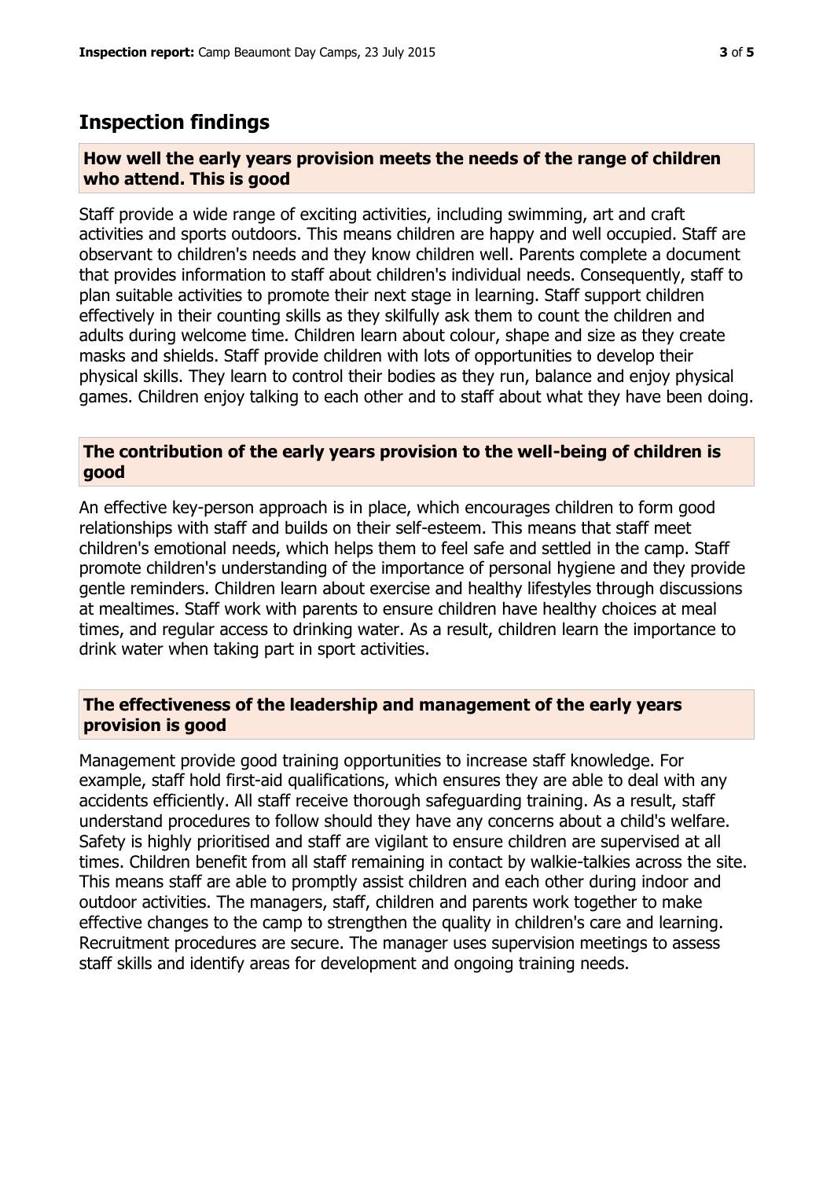## Inspection findings

### How well the early years provision meets the needs of the range of children who attend. This is good

Staff provide a wide range of exciting activities, including swimming, art and craft activities and sports outdoors. This means children are happy and well occupied. Staff are observant to children's needs and they know children well. Parents complete a document that provides information to staff about children's individual needs. Consequently, staff to plan suitable activities to promote their next stage in learning. Staff support children effectively in their counting skills as they skilfully ask them to count the children and adults during welcome time. Children learn about colour, shape and size as they create masks and shields. Staff provide children with lots of opportunities to develop their physical skills. They learn to control their bodies as they run, balance and enjoy physical games. Children enjoy talking to each other and to staff about what they have been doing.

### The contribution of the early years provision to the well-being of children is good

An effective key-person approach is in place, which encourages children to form good relationships with staff and builds on their self-esteem. This means that staff meet children's emotional needs, which helps them to feel safe and settled in the camp. Staff promote children's understanding of the importance of personal hygiene and they provide gentle reminders. Children learn about exercise and healthy lifestyles through discussions at mealtimes. Staff work with parents to ensure children have healthy choices at meal times, and regular access to drinking water. As a result, children learn the importance to drink water when taking part in sport activities.

### The effectiveness of the leadership and management of the early years provision is good

Management provide good training opportunities to increase staff knowledge. For example, staff hold first-aid qualifications, which ensures they are able to deal with any accidents efficiently. All staff receive thorough safeguarding training. As a result, staff understand procedures to follow should they have any concerns about a child's welfare. Safety is highly prioritised and staff are vigilant to ensure children are supervised at all times. Children benefit from all staff remaining in contact by walkie-talkies across the site. This means staff are able to promptly assist children and each other during indoor and outdoor activities. The managers, staff, children and parents work together to make effective changes to the camp to strengthen the quality in children's care and learning. Recruitment procedures are secure. The manager uses supervision meetings to assess staff skills and identify areas for development and ongoing training needs.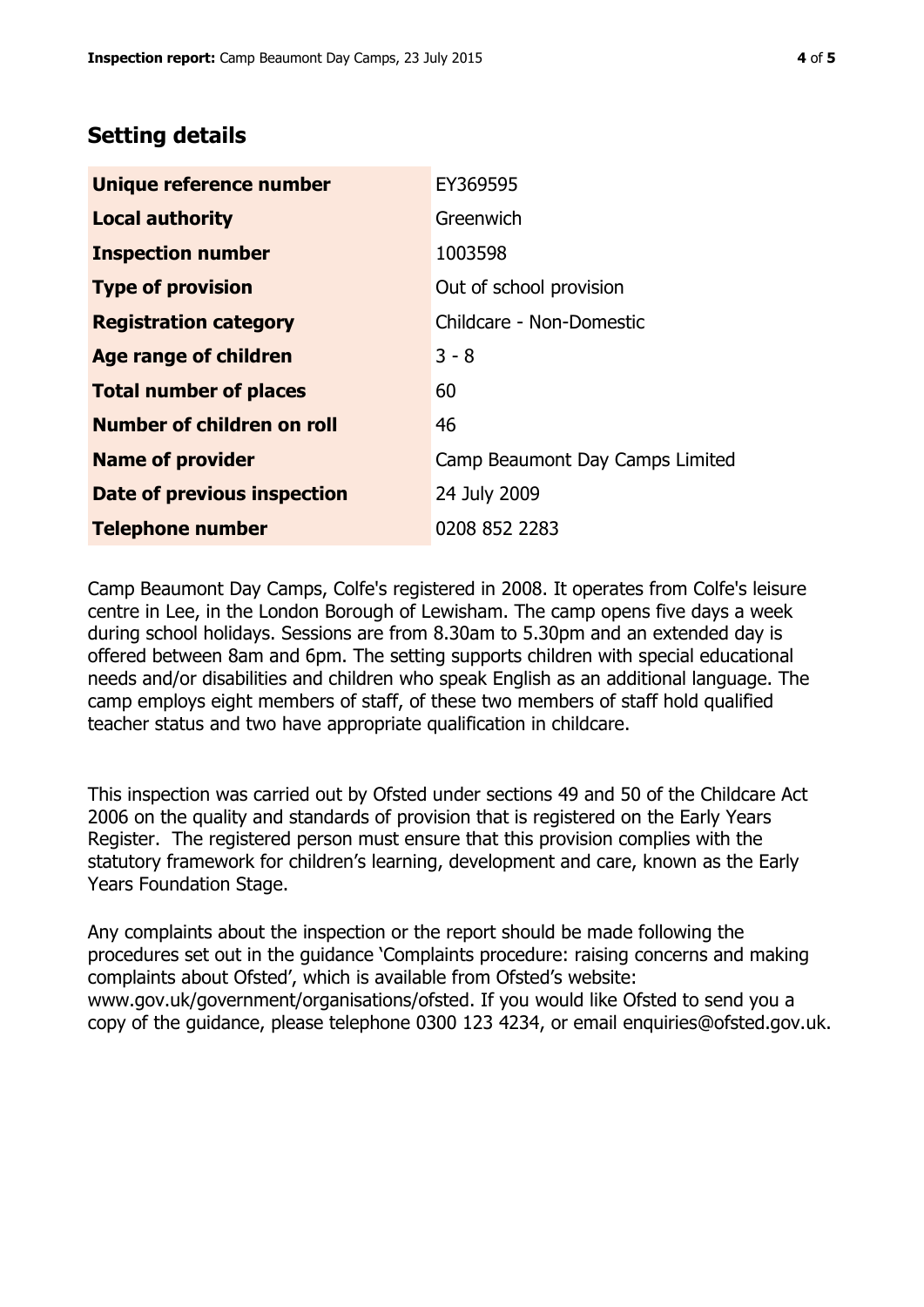## Setting details

| | |
|---|---|
| **Unique reference number** | EY369595 |
| **Local authority** | Greenwich |
| **Inspection number** | 1003598 |
| **Type of provision** | Out of school provision |
| **Registration category** | Childcare - Non-Domestic |
| **Age range of children** | 3 - 8 |
| **Total number of places** | 60 |
| **Number of children on roll** | 46 |
| **Name of provider** | Camp Beaumont Day Camps Limited |
| **Date of previous inspection** | 24 July 2009 |
| **Telephone number** | 0208 852 2283 |

Camp Beaumont Day Camps, Colfe's registered in 2008. It operates from Colfe's leisure centre in Lee, in the London Borough of Lewisham. The camp opens five days a week during school holidays. Sessions are from 8.30am to 5.30pm and an extended day is offered between 8am and 6pm. The setting supports children with special educational needs and/or disabilities and children who speak English as an additional language. The camp employs eight members of staff, of these two members of staff hold qualified teacher status and two have appropriate qualification in childcare.

This inspection was carried out by Ofsted under sections 49 and 50 of the Childcare Act 2006 on the quality and standards of provision that is registered on the Early Years Register. The registered person must ensure that this provision complies with the statutory framework for children's learning, development and care, known as the Early Years Foundation Stage.

Any complaints about the inspection or the report should be made following the procedures set out in the guidance 'Complaints procedure: raising concerns and making complaints about Ofsted', which is available from Ofsted's website: www.gov.uk/government/organisations/ofsted. If you would like Ofsted to send you a copy of the guidance, please telephone 0300 123 4234, or email enquiries@ofsted.gov.uk.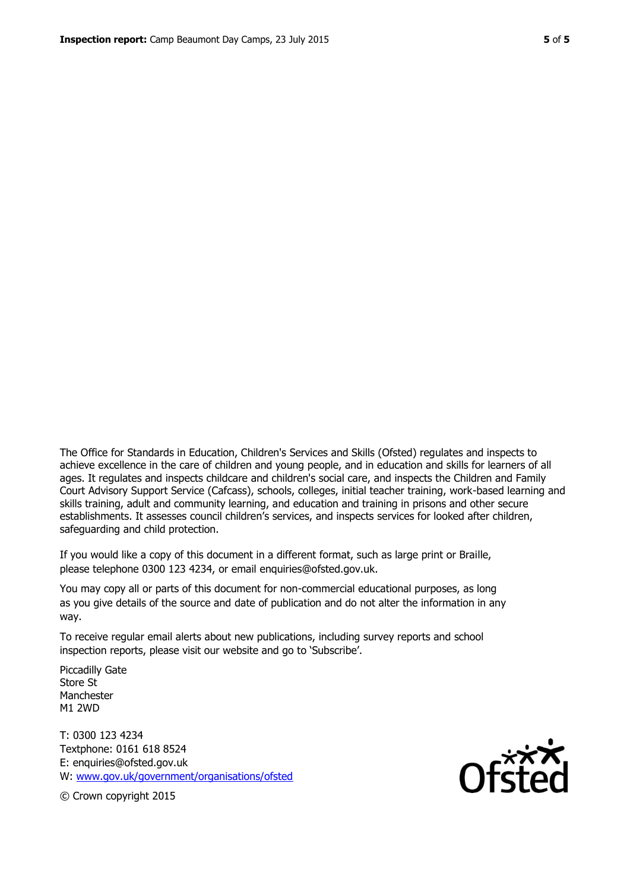The Office for Standards in Education, Children's Services and Skills (Ofsted) regulates and inspects to achieve excellence in the care of children and young people, and in education and skills for learners of all ages. It regulates and inspects childcare and children's social care, and inspects the Children and Family Court Advisory Support Service (Cafcass), schools, colleges, initial teacher training, work-based learning and skills training, adult and community learning, and education and training in prisons and other secure establishments. It assesses council children's services, and inspects services for looked after children, safeguarding and child protection.

If you would like a copy of this document in a different format, such as large print or Braille, please telephone 0300 123 4234, or email enquiries@ofsted.gov.uk.

You may copy all or parts of this document for non-commercial educational purposes, as long as you give details of the source and date of publication and do not alter the information in any way.

To receive regular email alerts about new publications, including survey reports and school inspection reports, please visit our website and go to 'Subscribe'.

Piccadilly Gate
Store St
Manchester
M1 2WD

T: 0300 123 4234
Textphone: 0161 618 8524
E: enquiries@ofsted.gov.uk
W: www.gov.uk/government/organisations/ofsted

© Crown copyright 2015